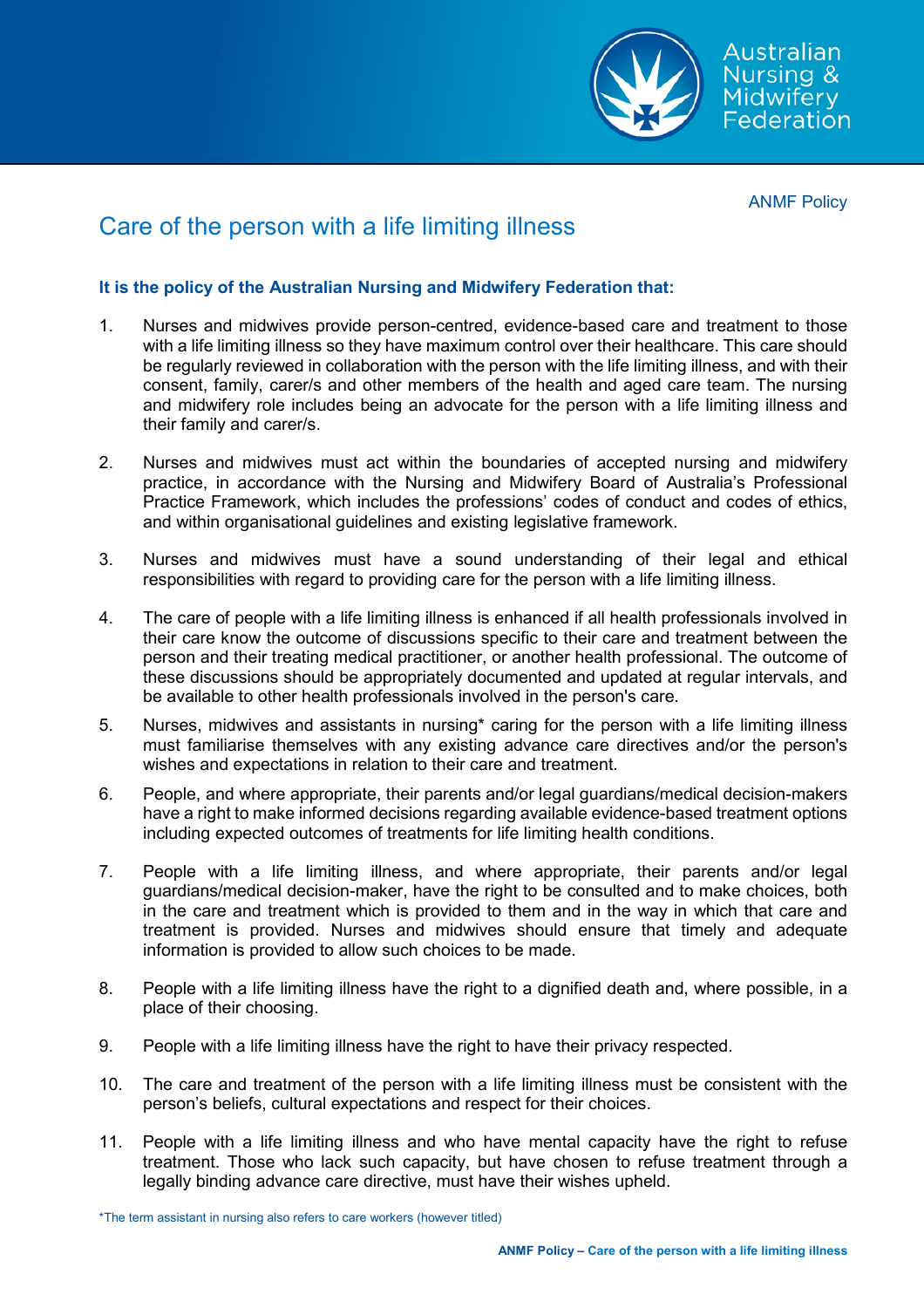Australian Nursing & Midwifery Federation

ANMF Policy

# Care of the person with a life limiting illness

**It is the policy of the Australian Nursing and Midwifery Federation that:**

1. Nurses and midwives provide person-centred, evidence-based care and treatment to those with a life limiting illness so they have maximum control over their healthcare. This care should be regularly reviewed in collaboration with the person with the life limiting illness, and with their consent, family, carer/s and other members of the health and aged care team. The nursing and midwifery role includes being an advocate for the person with a life limiting illness and their family and carer/s.

2. Nurses and midwives must act within the boundaries of accepted nursing and midwifery practice, in accordance with the Nursing and Midwifery Board of Australia's Professional Practice Framework, which includes the professions' codes of conduct and codes of ethics, and within organisational guidelines and existing legislative framework.

3. Nurses and midwives must have a sound understanding of their legal and ethical responsibilities with regard to providing care for the person with a life limiting illness.

4. The care of people with a life limiting illness is enhanced if all health professionals involved in their care know the outcome of discussions specific to their care and treatment between the person and their treating medical practitioner, or another health professional. The outcome of these discussions should be appropriately documented and updated at regular intervals, and be available to other health professionals involved in the person's care.

5. Nurses, midwives and assistants in nursing* caring for the person with a life limiting illness must familiarise themselves with any existing advance care directives and/or the person's wishes and expectations in relation to their care and treatment.

6. People, and where appropriate, their parents and/or legal guardians/medical decision-makers have a right to make informed decisions regarding available evidence-based treatment options including expected outcomes of treatments for life limiting health conditions.

7. People with a life limiting illness, and where appropriate, their parents and/or legal guardians/medical decision-maker, have the right to be consulted and to make choices, both in the care and treatment which is provided to them and in the way in which that care and treatment is provided. Nurses and midwives should ensure that timely and adequate information is provided to allow such choices to be made.

8. People with a life limiting illness have the right to a dignified death and, where possible, in a place of their choosing.

9. People with a life limiting illness have the right to have their privacy respected.

10. The care and treatment of the person with a life limiting illness must be consistent with the person's beliefs, cultural expectations and respect for their choices.

11. People with a life limiting illness and who have mental capacity have the right to refuse treatment. Those who lack such capacity, but have chosen to refuse treatment through a legally binding advance care directive, must have their wishes upheld.

*The term assistant in nursing also refers to care workers (however titled)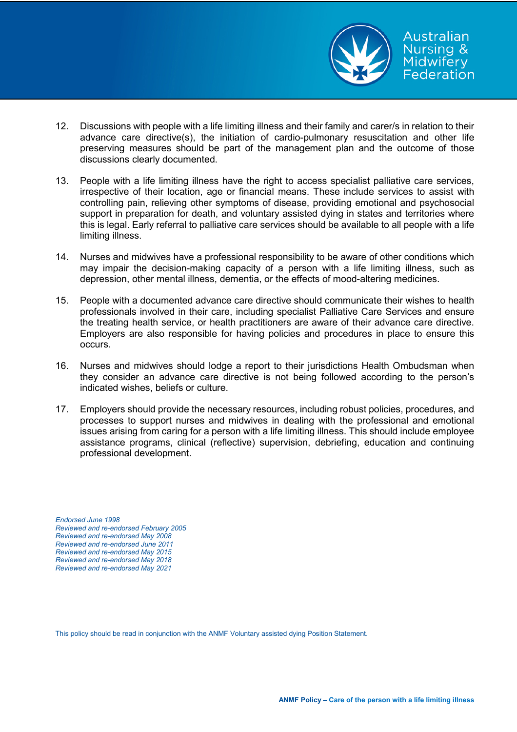12. Discussions with people with a life limiting illness and their family and carer/s in relation to their advance care directive(s), the initiation of cardio-pulmonary resuscitation and other life preserving measures should be part of the management plan and the outcome of those discussions clearly documented.

13. People with a life limiting illness have the right to access specialist palliative care services, irrespective of their location, age or financial means. These include services to assist with controlling pain, relieving other symptoms of disease, providing emotional and psychosocial support in preparation for death, and voluntary assisted dying in states and territories where this is legal. Early referral to palliative care services should be available to all people with a life limiting illness.

14. Nurses and midwives have a professional responsibility to be aware of other conditions which may impair the decision-making capacity of a person with a life limiting illness, such as depression, other mental illness, dementia, or the effects of mood-altering medicines.

15. People with a documented advance care directive should communicate their wishes to health professionals involved in their care, including specialist Palliative Care Services and ensure the treating health service, or health practitioners are aware of their advance care directive. Employers are also responsible for having policies and procedures in place to ensure this occurs.

16. Nurses and midwives should lodge a report to their jurisdictions Health Ombudsman when they consider an advance care directive is not being followed according to the person's indicated wishes, beliefs or culture.

17. Employers should provide the necessary resources, including robust policies, procedures, and processes to support nurses and midwives in dealing with the professional and emotional issues arising from caring for a person with a life limiting illness. This should include employee assistance programs, clinical (reflective) supervision, debriefing, education and continuing professional development.

*Endorsed June 1998*
*Reviewed and re-endorsed February 2005*
*Reviewed and re-endorsed May 2008*
*Reviewed and re-endorsed June 2011*
*Reviewed and re-endorsed May 2015*
*Reviewed and re-endorsed May 2018*
*Reviewed and re-endorsed May 2021*

This policy should be read in conjunction with the ANMF Voluntary assisted dying Position Statement.